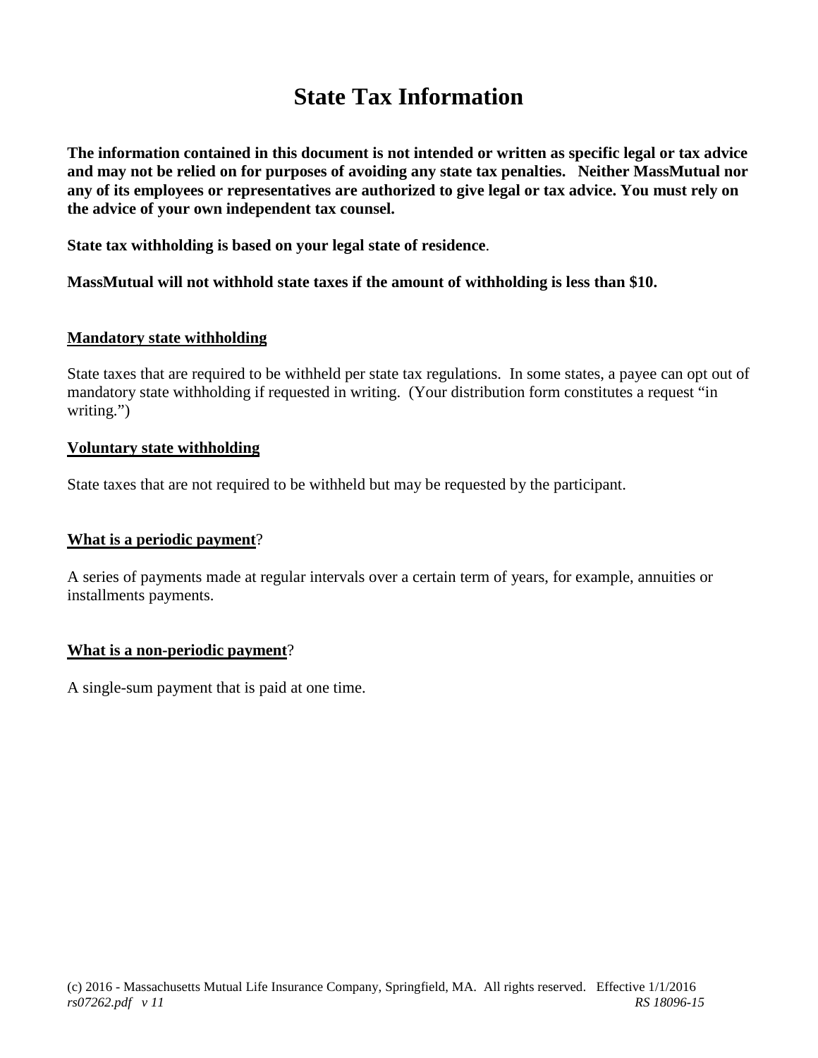# State Tax Information

**The information contained in this document is not intended or written as specific legal or tax advice and may not be relied on for purposes of avoiding any state tax penalties. Neither MassMutual nor any of its employees or representatives are authorized to give legal or tax advice. You must rely on the advice of your own independent tax counsel.**

**State tax withholding is based on your legal state of residence**.

**MassMutual will not withhold state taxes if the amount of withholding is less than $10.**

### **Mandatory state withholding**

State taxes that are required to be withheld per state tax regulations. In some states, a payee can opt out of mandatory state withholding if requested in writing. (Your distribution form constitutes a request "in writing.")

### **Voluntary state withholding**

State taxes that are not required to be withheld but may be requested by the participant.

### **What is a periodic payment**?

A series of payments made at regular intervals over a certain term of years, for example, annuities or installments payments.

### **What is a non-periodic payment**?

A single-sum payment that is paid at one time.

(c) 2016 - Massachusetts Mutual Life Insurance Company, Springfield, MA. All rights reserved. Effective 1/1/2016
*rs07262.pdf v 11* *RS 18096-15*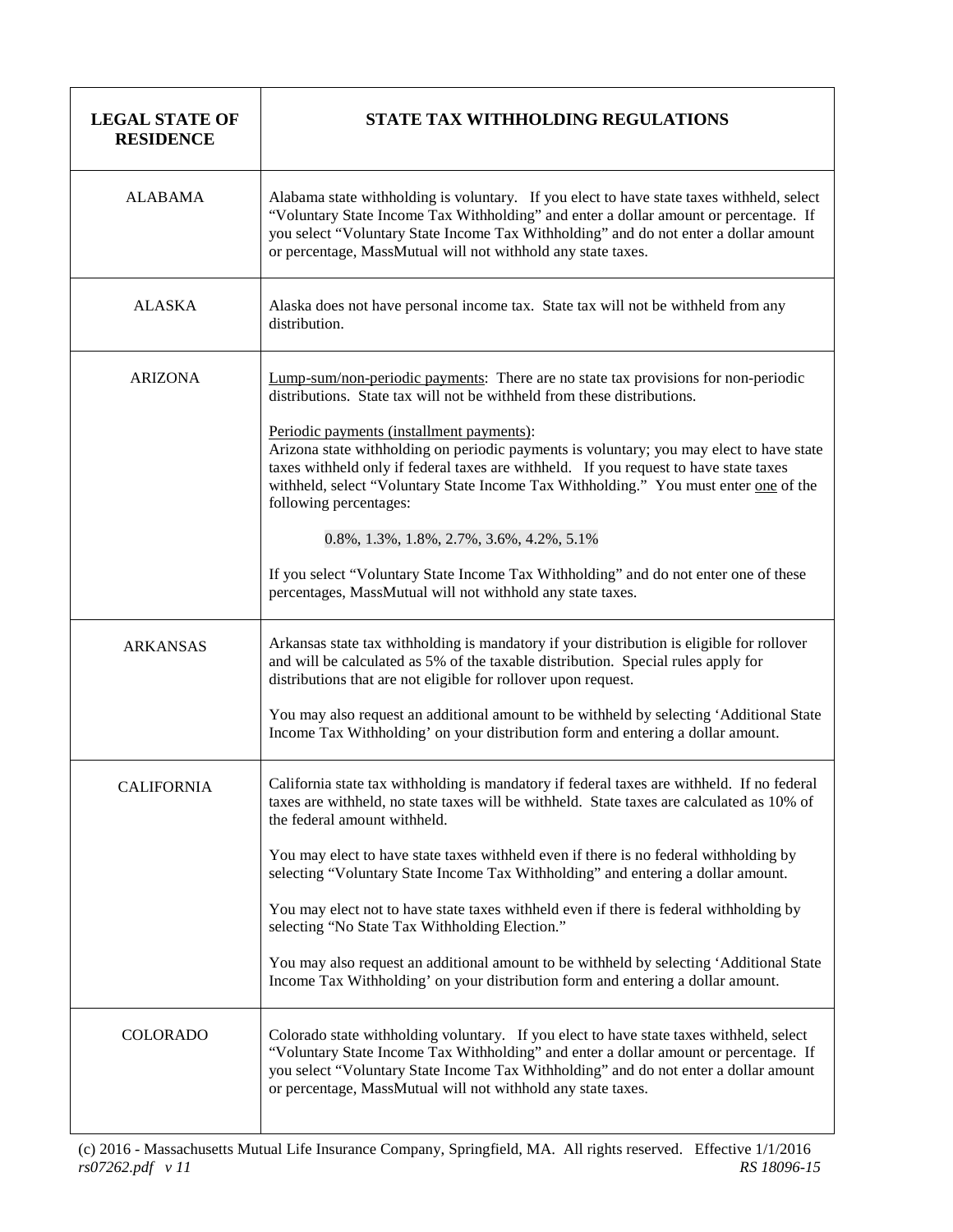| LEGAL STATE OF RESIDENCE | STATE TAX WITHHOLDING REGULATIONS |
|---|---|
| ALABAMA | Alabama state withholding is voluntary. If you elect to have state taxes withheld, select "Voluntary State Income Tax Withholding" and enter a dollar amount or percentage. If you select "Voluntary State Income Tax Withholding" and do not enter a dollar amount or percentage, MassMutual will not withhold any state taxes. |
| ALASKA | Alaska does not have personal income tax. State tax will not be withheld from any distribution. |
| ARIZONA | Lump-sum/non-periodic payments: There are no state tax provisions for non-periodic distributions. State tax will not be withheld from these distributions.<br><br>Periodic payments (installment payments):<br>Arizona state withholding on periodic payments is voluntary; you may elect to have state taxes withheld only if federal taxes are withheld. If you request to have state taxes withheld, select "Voluntary State Income Tax Withholding." You must enter one of the following percentages:<br><br>0.8%, 1.3%, 1.8%, 2.7%, 3.6%, 4.2%, 5.1%<br><br>If you select "Voluntary State Income Tax Withholding" and do not enter one of these percentages, MassMutual will not withhold any state taxes. |
| ARKANSAS | Arkansas state tax withholding is mandatory if your distribution is eligible for rollover and will be calculated as 5% of the taxable distribution. Special rules apply for distributions that are not eligible for rollover upon request.<br><br>You may also request an additional amount to be withheld by selecting 'Additional State Income Tax Withholding' on your distribution form and entering a dollar amount. |
| CALIFORNIA | California state tax withholding is mandatory if federal taxes are withheld. If no federal taxes are withheld, no state taxes will be withheld. State taxes are calculated as 10% of the federal amount withheld.<br><br>You may elect to have state taxes withheld even if there is no federal withholding by selecting "Voluntary State Income Tax Withholding" and entering a dollar amount.<br><br>You may elect not to have state taxes withheld even if there is federal withholding by selecting "No State Tax Withholding Election."<br><br>You may also request an additional amount to be withheld by selecting 'Additional State Income Tax Withholding' on your distribution form and entering a dollar amount. |
| COLORADO | Colorado state withholding voluntary. If you elect to have state taxes withheld, select "Voluntary State Income Tax Withholding" and enter a dollar amount or percentage. If you select "Voluntary State Income Tax Withholding" and do not enter a dollar amount or percentage, MassMutual will not withhold any state taxes. |

(c) 2016 - Massachusetts Mutual Life Insurance Company, Springfield, MA. All rights reserved. Effective 1/1/2016
*rs07262.pdf v 11* *RS 18096-15*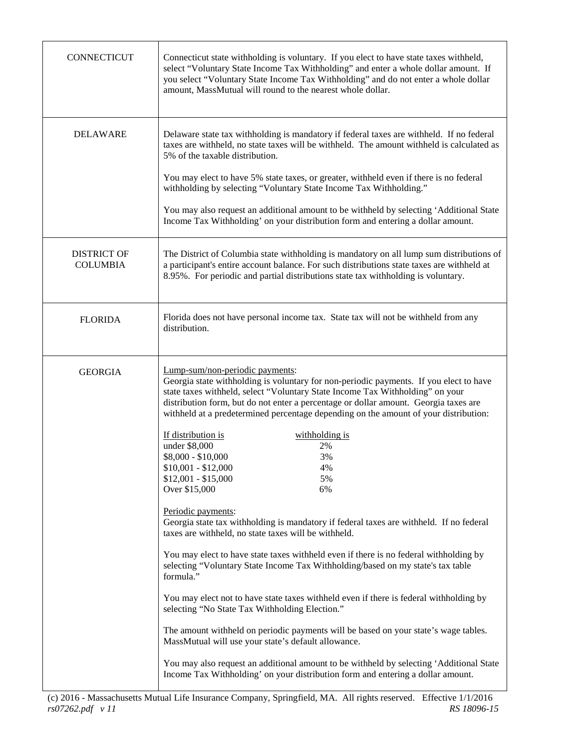| | |
|---|---|
| CONNECTICUT | Connecticut state withholding is voluntary. If you elect to have state taxes withheld, select "Voluntary State Income Tax Withholding" and enter a whole dollar amount. If you select "Voluntary State Income Tax Withholding" and do not enter a whole dollar amount, MassMutual will round to the nearest whole dollar. |
| DELAWARE | Delaware state tax withholding is mandatory if federal taxes are withheld. If no federal taxes are withheld, no state taxes will be withheld. The amount withheld is calculated as 5% of the taxable distribution.<br><br>You may elect to have 5% state taxes, or greater, withheld even if there is no federal withholding by selecting "Voluntary State Income Tax Withholding."<br><br>You may also request an additional amount to be withheld by selecting 'Additional State Income Tax Withholding' on your distribution form and entering a dollar amount. |
| DISTRICT OF COLUMBIA | The District of Columbia state withholding is mandatory on all lump sum distributions of a participant's entire account balance. For such distributions state taxes are withheld at 8.95%. For periodic and partial distributions state tax withholding is voluntary. |
| FLORIDA | Florida does not have personal income tax. State tax will not be withheld from any distribution. |
| GEORGIA | Lump-sum/non-periodic payments:<br>Georgia state withholding is voluntary for non-periodic payments. If you elect to have state taxes withheld, select "Voluntary State Income Tax Withholding" on your distribution form, but do not enter a percentage or dollar amount. Georgia taxes are withheld at a predetermined percentage depending on the amount of your distribution:<br><br>If distribution is — withholding is<br>under \$8,000 — 2%<br>\$8,000 - \$10,000 — 3%<br>\$10,001 - \$12,000 — 4%<br>\$12,001 - \$15,000 — 5%<br>Over \$15,000 — 6%<br><br>Periodic payments:<br>Georgia state tax withholding is mandatory if federal taxes are withheld. If no federal taxes are withheld, no state taxes will be withheld.<br><br>You may elect to have state taxes withheld even if there is no federal withholding by selecting "Voluntary State Income Tax Withholding/based on my state's tax table formula."<br><br>You may elect not to have state taxes withheld even if there is federal withholding by selecting "No State Tax Withholding Election."<br><br>The amount withheld on periodic payments will be based on your state's wage tables. MassMutual will use your state's default allowance.<br><br>You may also request an additional amount to be withheld by selecting 'Additional State Income Tax Withholding' on your distribution form and entering a dollar amount. |

(c) 2016 - Massachusetts Mutual Life Insurance Company, Springfield, MA. All rights reserved. Effective 1/1/2016
*rs07262.pdf v 11* *RS 18096-15*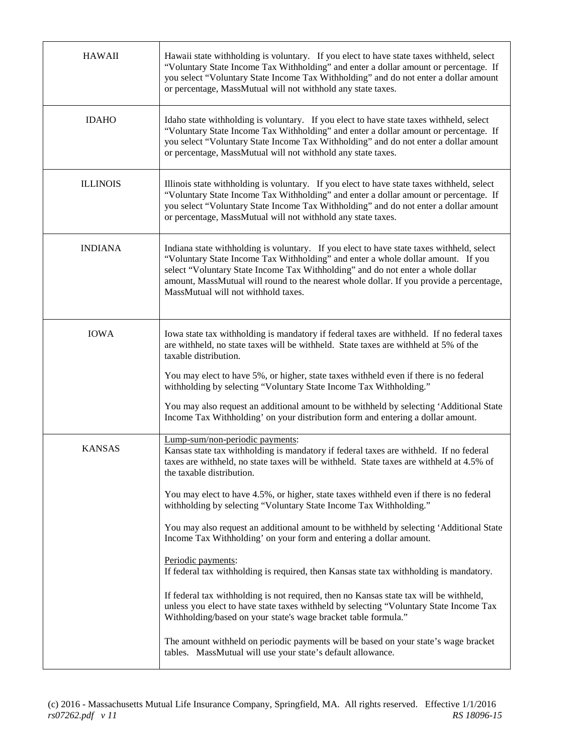| | |
|---|---|
| HAWAII | Hawaii state withholding is voluntary. If you elect to have state taxes withheld, select "Voluntary State Income Tax Withholding" and enter a dollar amount or percentage. If you select "Voluntary State Income Tax Withholding" and do not enter a dollar amount or percentage, MassMutual will not withhold any state taxes. |
| IDAHO | Idaho state withholding is voluntary. If you elect to have state taxes withheld, select "Voluntary State Income Tax Withholding" and enter a dollar amount or percentage. If you select "Voluntary State Income Tax Withholding" and do not enter a dollar amount or percentage, MassMutual will not withhold any state taxes. |
| ILLINOIS | Illinois state withholding is voluntary. If you elect to have state taxes withheld, select "Voluntary State Income Tax Withholding" and enter a dollar amount or percentage. If you select "Voluntary State Income Tax Withholding" and do not enter a dollar amount or percentage, MassMutual will not withhold any state taxes. |
| INDIANA | Indiana state withholding is voluntary. If you elect to have state taxes withheld, select "Voluntary State Income Tax Withholding" and enter a whole dollar amount. If you select "Voluntary State Income Tax Withholding" and do not enter a whole dollar amount, MassMutual will round to the nearest whole dollar. If you provide a percentage, MassMutual will not withhold taxes. |
| IOWA | Iowa state tax withholding is mandatory if federal taxes are withheld. If no federal taxes are withheld, no state taxes will be withheld. State taxes are withheld at 5% of the taxable distribution.<br><br>You may elect to have 5%, or higher, state taxes withheld even if there is no federal withholding by selecting "Voluntary State Income Tax Withholding."<br><br>You may also request an additional amount to be withheld by selecting 'Additional State Income Tax Withholding' on your distribution form and entering a dollar amount. |
| KANSAS | <u>Lump-sum/non-periodic payments</u>:<br>Kansas state tax withholding is mandatory if federal taxes are withheld. If no federal taxes are withheld, no state taxes will be withheld. State taxes are withheld at 4.5% of the taxable distribution.<br><br>You may elect to have 4.5%, or higher, state taxes withheld even if there is no federal withholding by selecting "Voluntary State Income Tax Withholding."<br><br>You may also request an additional amount to be withheld by selecting 'Additional State Income Tax Withholding' on your form and entering a dollar amount.<br><br><u>Periodic payments</u>:<br>If federal tax withholding is required, then Kansas state tax withholding is mandatory.<br><br>If federal tax withholding is not required, then no Kansas state tax will be withheld, unless you elect to have state taxes withheld by selecting "Voluntary State Income Tax Withholding/based on your state's wage bracket table formula."<br><br>The amount withheld on periodic payments will be based on your state's wage bracket tables. MassMutual will use your state's default allowance. |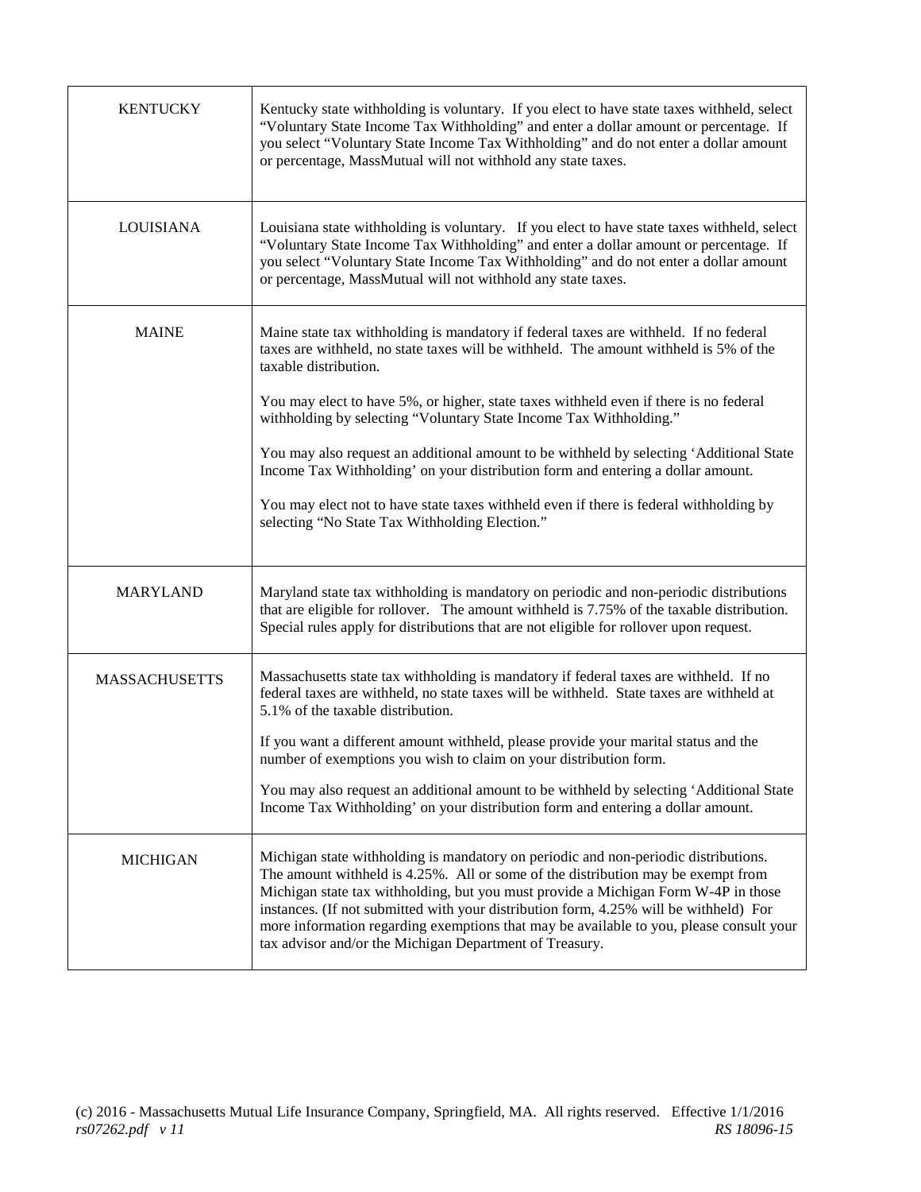| | |
|---|---|
| KENTUCKY | Kentucky state withholding is voluntary. If you elect to have state taxes withheld, select "Voluntary State Income Tax Withholding" and enter a dollar amount or percentage. If you select "Voluntary State Income Tax Withholding" and do not enter a dollar amount or percentage, MassMutual will not withhold any state taxes. |
| LOUISIANA | Louisiana state withholding is voluntary. If you elect to have state taxes withheld, select "Voluntary State Income Tax Withholding" and enter a dollar amount or percentage. If you select "Voluntary State Income Tax Withholding" and do not enter a dollar amount or percentage, MassMutual will not withhold any state taxes. |
| MAINE | Maine state tax withholding is mandatory if federal taxes are withheld. If no federal taxes are withheld, no state taxes will be withheld. The amount withheld is 5% of the taxable distribution.<br><br>You may elect to have 5%, or higher, state taxes withheld even if there is no federal withholding by selecting "Voluntary State Income Tax Withholding."<br><br>You may also request an additional amount to be withheld by selecting 'Additional State Income Tax Withholding' on your distribution form and entering a dollar amount.<br><br>You may elect not to have state taxes withheld even if there is federal withholding by selecting "No State Tax Withholding Election." |
| MARYLAND | Maryland state tax withholding is mandatory on periodic and non-periodic distributions that are eligible for rollover. The amount withheld is 7.75% of the taxable distribution. Special rules apply for distributions that are not eligible for rollover upon request. |
| MASSACHUSETTS | Massachusetts state tax withholding is mandatory if federal taxes are withheld. If no federal taxes are withheld, no state taxes will be withheld. State taxes are withheld at 5.1% of the taxable distribution.<br><br>If you want a different amount withheld, please provide your marital status and the number of exemptions you wish to claim on your distribution form.<br><br>You may also request an additional amount to be withheld by selecting 'Additional State Income Tax Withholding' on your distribution form and entering a dollar amount. |
| MICHIGAN | Michigan state withholding is mandatory on periodic and non-periodic distributions. The amount withheld is 4.25%. All or some of the distribution may be exempt from Michigan state tax withholding, but you must provide a Michigan Form W-4P in those instances. (If not submitted with your distribution form, 4.25% will be withheld) For more information regarding exemptions that may be available to you, please consult your tax advisor and/or the Michigan Department of Treasury. |

(c) 2016 - Massachusetts Mutual Life Insurance Company, Springfield, MA. All rights reserved. Effective 1/1/2016
*rs07262.pdf v 11* *RS 18096-15*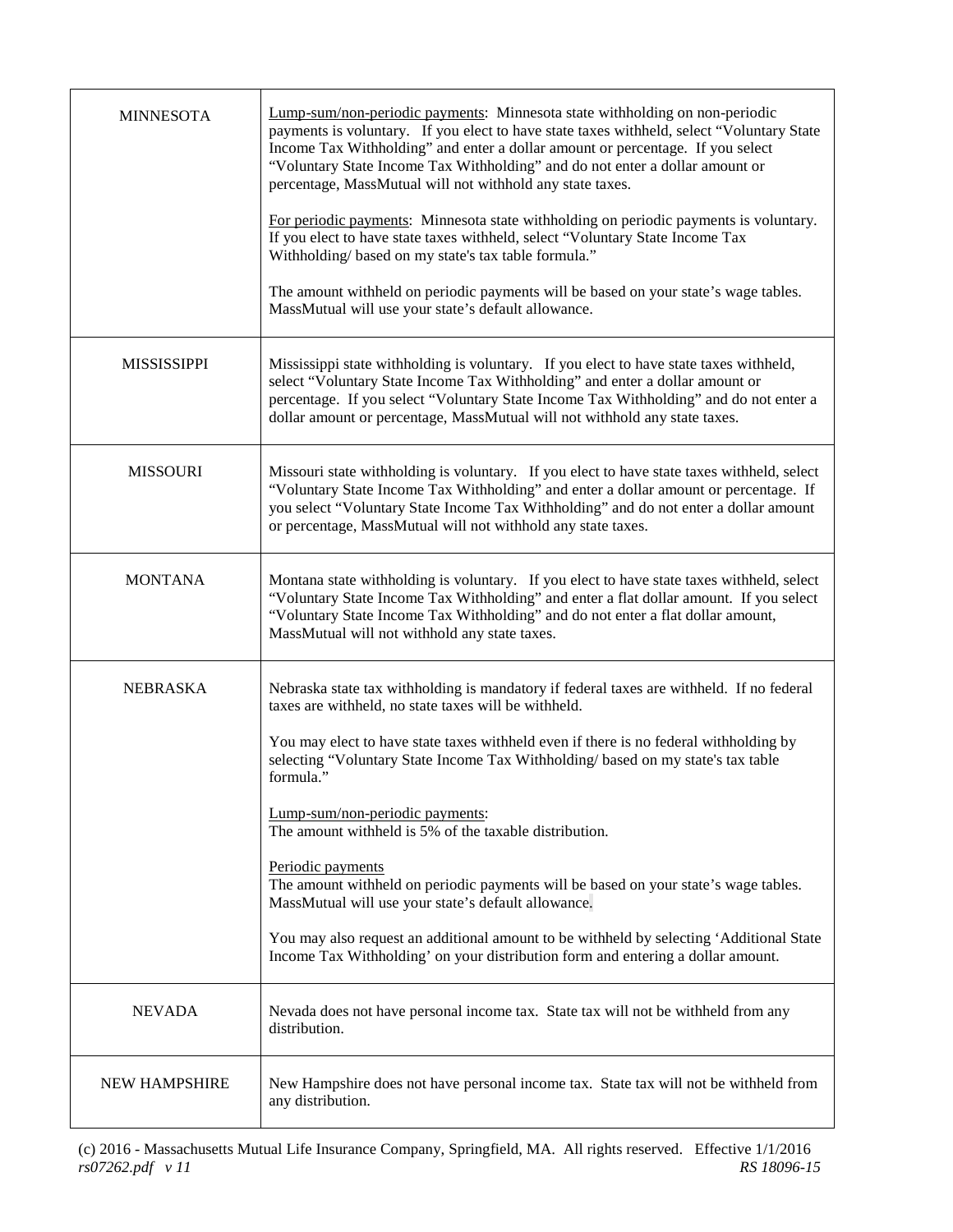| | |
|---|---|
| MINNESOTA | Lump-sum/non-periodic payments: Minnesota state withholding on non-periodic payments is voluntary. If you elect to have state taxes withheld, select "Voluntary State Income Tax Withholding" and enter a dollar amount or percentage. If you select "Voluntary State Income Tax Withholding" and do not enter a dollar amount or percentage, MassMutual will not withhold any state taxes.<br><br>For periodic payments: Minnesota state withholding on periodic payments is voluntary. If you elect to have state taxes withheld, select "Voluntary State Income Tax Withholding/ based on my state's tax table formula."<br><br>The amount withheld on periodic payments will be based on your state's wage tables. MassMutual will use your state's default allowance. |
| MISSISSIPPI | Mississippi state withholding is voluntary. If you elect to have state taxes withheld, select "Voluntary State Income Tax Withholding" and enter a dollar amount or percentage. If you select "Voluntary State Income Tax Withholding" and do not enter a dollar amount or percentage, MassMutual will not withhold any state taxes. |
| MISSOURI | Missouri state withholding is voluntary. If you elect to have state taxes withheld, select "Voluntary State Income Tax Withholding" and enter a dollar amount or percentage. If you select "Voluntary State Income Tax Withholding" and do not enter a dollar amount or percentage, MassMutual will not withhold any state taxes. |
| MONTANA | Montana state withholding is voluntary. If you elect to have state taxes withheld, select "Voluntary State Income Tax Withholding" and enter a flat dollar amount. If you select "Voluntary State Income Tax Withholding" and do not enter a flat dollar amount, MassMutual will not withhold any state taxes. |
| NEBRASKA | Nebraska state tax withholding is mandatory if federal taxes are withheld. If no federal taxes are withheld, no state taxes will be withheld.<br><br>You may elect to have state taxes withheld even if there is no federal withholding by selecting "Voluntary State Income Tax Withholding/ based on my state's tax table formula."<br><br>Lump-sum/non-periodic payments:<br>The amount withheld is 5% of the taxable distribution.<br><br>Periodic payments<br>The amount withheld on periodic payments will be based on your state's wage tables. MassMutual will use your state's default allowance.<br><br>You may also request an additional amount to be withheld by selecting 'Additional State Income Tax Withholding' on your distribution form and entering a dollar amount. |
| NEVADA | Nevada does not have personal income tax. State tax will not be withheld from any distribution. |
| NEW HAMPSHIRE | New Hampshire does not have personal income tax. State tax will not be withheld from any distribution. |

(c) 2016 - Massachusetts Mutual Life Insurance Company, Springfield, MA. All rights reserved. Effective 1/1/2016
*rs07262.pdf v 11* *RS 18096-15*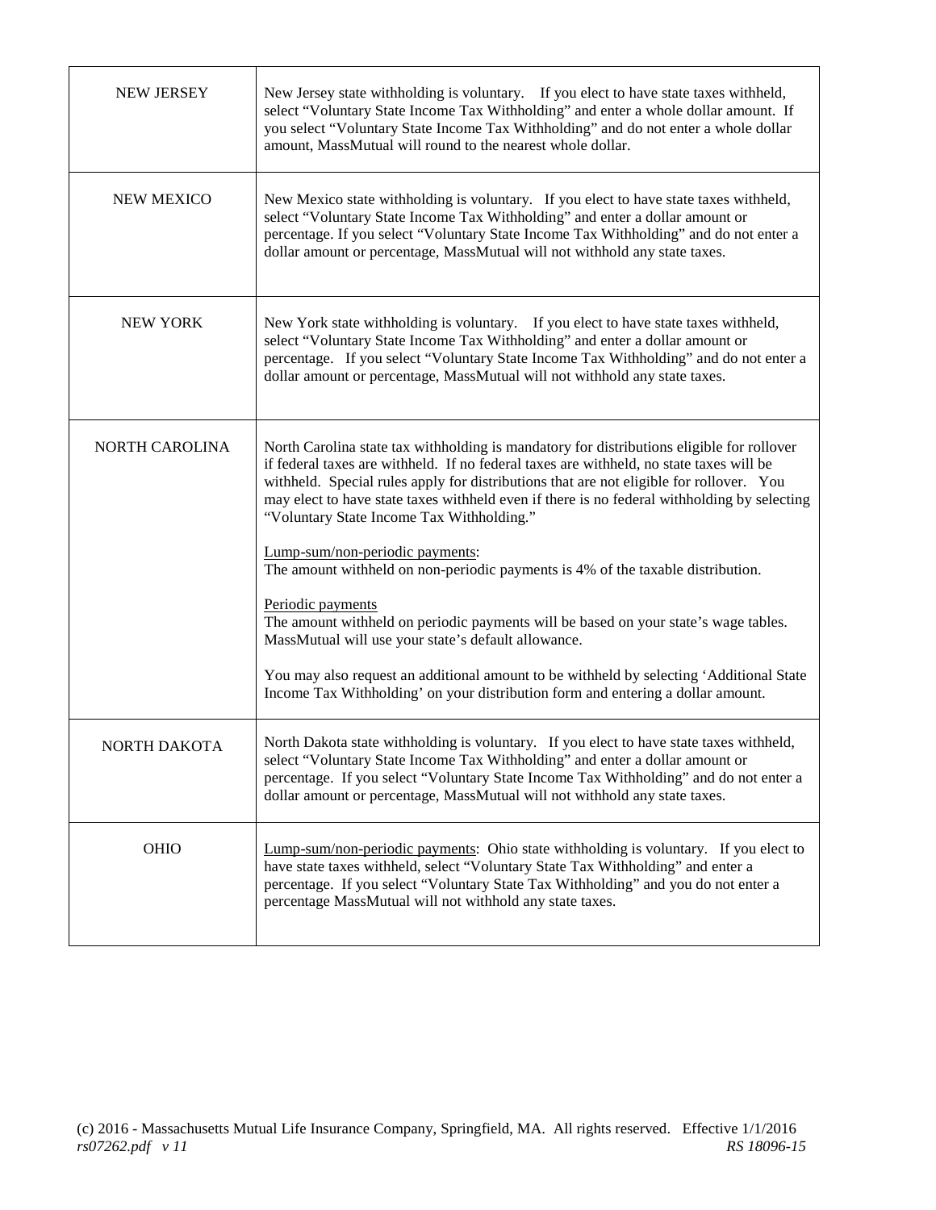| | |
|---|---|
| NEW JERSEY | New Jersey state withholding is voluntary. If you elect to have state taxes withheld, select "Voluntary State Income Tax Withholding" and enter a whole dollar amount. If you select "Voluntary State Income Tax Withholding" and do not enter a whole dollar amount, MassMutual will round to the nearest whole dollar. |
| NEW MEXICO | New Mexico state withholding is voluntary. If you elect to have state taxes withheld, select "Voluntary State Income Tax Withholding" and enter a dollar amount or percentage. If you select "Voluntary State Income Tax Withholding" and do not enter a dollar amount or percentage, MassMutual will not withhold any state taxes. |
| NEW YORK | New York state withholding is voluntary. If you elect to have state taxes withheld, select "Voluntary State Income Tax Withholding" and enter a dollar amount or percentage. If you select "Voluntary State Income Tax Withholding" and do not enter a dollar amount or percentage, MassMutual will not withhold any state taxes. |
| NORTH CAROLINA | North Carolina state tax withholding is mandatory for distributions eligible for rollover if federal taxes are withheld. If no federal taxes are withheld, no state taxes will be withheld. Special rules apply for distributions that are not eligible for rollover. You may elect to have state taxes withheld even if there is no federal withholding by selecting "Voluntary State Income Tax Withholding."<br><br><u>Lump-sum/non-periodic payments</u>:<br>The amount withheld on non-periodic payments is 4% of the taxable distribution.<br><br><u>Periodic payments</u><br>The amount withheld on periodic payments will be based on your state's wage tables. MassMutual will use your state's default allowance.<br><br>You may also request an additional amount to be withheld by selecting 'Additional State Income Tax Withholding' on your distribution form and entering a dollar amount. |
| NORTH DAKOTA | North Dakota state withholding is voluntary. If you elect to have state taxes withheld, select "Voluntary State Income Tax Withholding" and enter a dollar amount or percentage. If you select "Voluntary State Income Tax Withholding" and do not enter a dollar amount or percentage, MassMutual will not withhold any state taxes. |
| OHIO | <u>Lump-sum/non-periodic payments</u>: Ohio state withholding is voluntary. If you elect to have state taxes withheld, select "Voluntary State Tax Withholding" and enter a percentage. If you select "Voluntary State Tax Withholding" and you do not enter a percentage MassMutual will not withhold any state taxes. |

(c) 2016 - Massachusetts Mutual Life Insurance Company, Springfield, MA. All rights reserved. Effective 1/1/2016
*rs07262.pdf v 11* *RS 18096-15*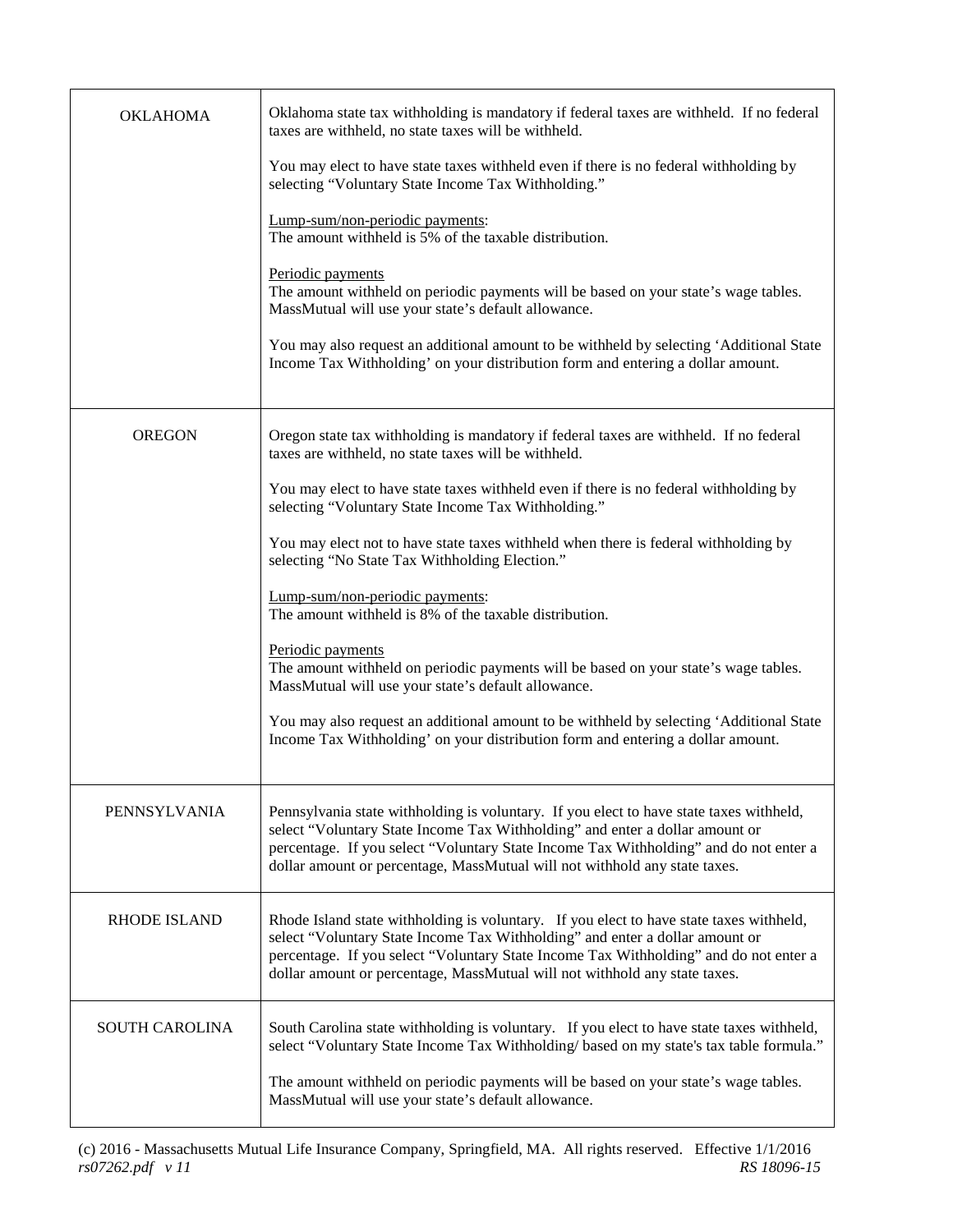| | |
|---|---|
| OKLAHOMA | Oklahoma state tax withholding is mandatory if federal taxes are withheld. If no federal taxes are withheld, no state taxes will be withheld.<br><br>You may elect to have state taxes withheld even if there is no federal withholding by selecting "Voluntary State Income Tax Withholding."<br><br>Lump-sum/non-periodic payments:<br>The amount withheld is 5% of the taxable distribution.<br><br>Periodic payments<br>The amount withheld on periodic payments will be based on your state's wage tables. MassMutual will use your state's default allowance.<br><br>You may also request an additional amount to be withheld by selecting 'Additional State Income Tax Withholding' on your distribution form and entering a dollar amount. |
| OREGON | Oregon state tax withholding is mandatory if federal taxes are withheld. If no federal taxes are withheld, no state taxes will be withheld.<br><br>You may elect to have state taxes withheld even if there is no federal withholding by selecting "Voluntary State Income Tax Withholding."<br><br>You may elect not to have state taxes withheld when there is federal withholding by selecting "No State Tax Withholding Election."<br><br>Lump-sum/non-periodic payments:<br>The amount withheld is 8% of the taxable distribution.<br><br>Periodic payments<br>The amount withheld on periodic payments will be based on your state's wage tables. MassMutual will use your state's default allowance.<br><br>You may also request an additional amount to be withheld by selecting 'Additional State Income Tax Withholding' on your distribution form and entering a dollar amount. |
| PENNSYLVANIA | Pennsylvania state withholding is voluntary. If you elect to have state taxes withheld, select "Voluntary State Income Tax Withholding" and enter a dollar amount or percentage. If you select "Voluntary State Income Tax Withholding" and do not enter a dollar amount or percentage, MassMutual will not withhold any state taxes. |
| RHODE ISLAND | Rhode Island state withholding is voluntary. If you elect to have state taxes withheld, select "Voluntary State Income Tax Withholding" and enter a dollar amount or percentage. If you select "Voluntary State Income Tax Withholding" and do not enter a dollar amount or percentage, MassMutual will not withhold any state taxes. |
| SOUTH CAROLINA | South Carolina state withholding is voluntary. If you elect to have state taxes withheld, select "Voluntary State Income Tax Withholding/ based on my state's tax table formula."<br><br>The amount withheld on periodic payments will be based on your state's wage tables. MassMutual will use your state's default allowance. |

(c) 2016 - Massachusetts Mutual Life Insurance Company, Springfield, MA. All rights reserved. Effective 1/1/2016
*rs07262.pdf v 11* RS 18096-15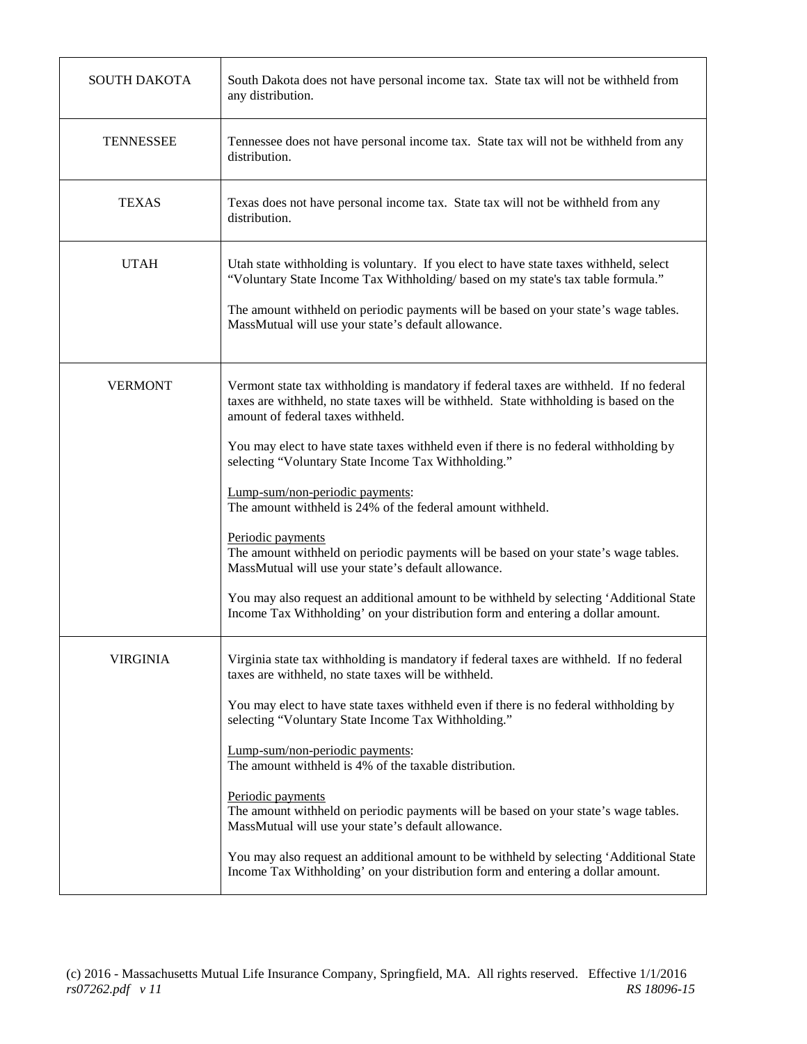| | |
|---|---|
| SOUTH DAKOTA | South Dakota does not have personal income tax. State tax will not be withheld from any distribution. |
| TENNESSEE | Tennessee does not have personal income tax. State tax will not be withheld from any distribution. |
| TEXAS | Texas does not have personal income tax. State tax will not be withheld from any distribution. |
| UTAH | Utah state withholding is voluntary. If you elect to have state taxes withheld, select "Voluntary State Income Tax Withholding/ based on my state's tax table formula."<br><br>The amount withheld on periodic payments will be based on your state's wage tables. MassMutual will use your state's default allowance. |
| VERMONT | Vermont state tax withholding is mandatory if federal taxes are withheld. If no federal taxes are withheld, no state taxes will be withheld. State withholding is based on the amount of federal taxes withheld.<br><br>You may elect to have state taxes withheld even if there is no federal withholding by selecting "Voluntary State Income Tax Withholding."<br><br><u>Lump-sum/non-periodic payments</u>:<br>The amount withheld is 24% of the federal amount withheld.<br><br><u>Periodic payments</u><br>The amount withheld on periodic payments will be based on your state's wage tables. MassMutual will use your state's default allowance.<br><br>You may also request an additional amount to be withheld by selecting 'Additional State Income Tax Withholding' on your distribution form and entering a dollar amount. |
| VIRGINIA | Virginia state tax withholding is mandatory if federal taxes are withheld. If no federal taxes are withheld, no state taxes will be withheld.<br><br>You may elect to have state taxes withheld even if there is no federal withholding by selecting "Voluntary State Income Tax Withholding."<br><br><u>Lump-sum/non-periodic payments</u>:<br>The amount withheld is 4% of the taxable distribution.<br><br><u>Periodic payments</u><br>The amount withheld on periodic payments will be based on your state's wage tables. MassMutual will use your state's default allowance.<br><br>You may also request an additional amount to be withheld by selecting 'Additional State Income Tax Withholding' on your distribution form and entering a dollar amount. |

(c) 2016 - Massachusetts Mutual Life Insurance Company, Springfield, MA. All rights reserved. Effective 1/1/2016
*rs07262.pdf v 11* *RS 18096-15*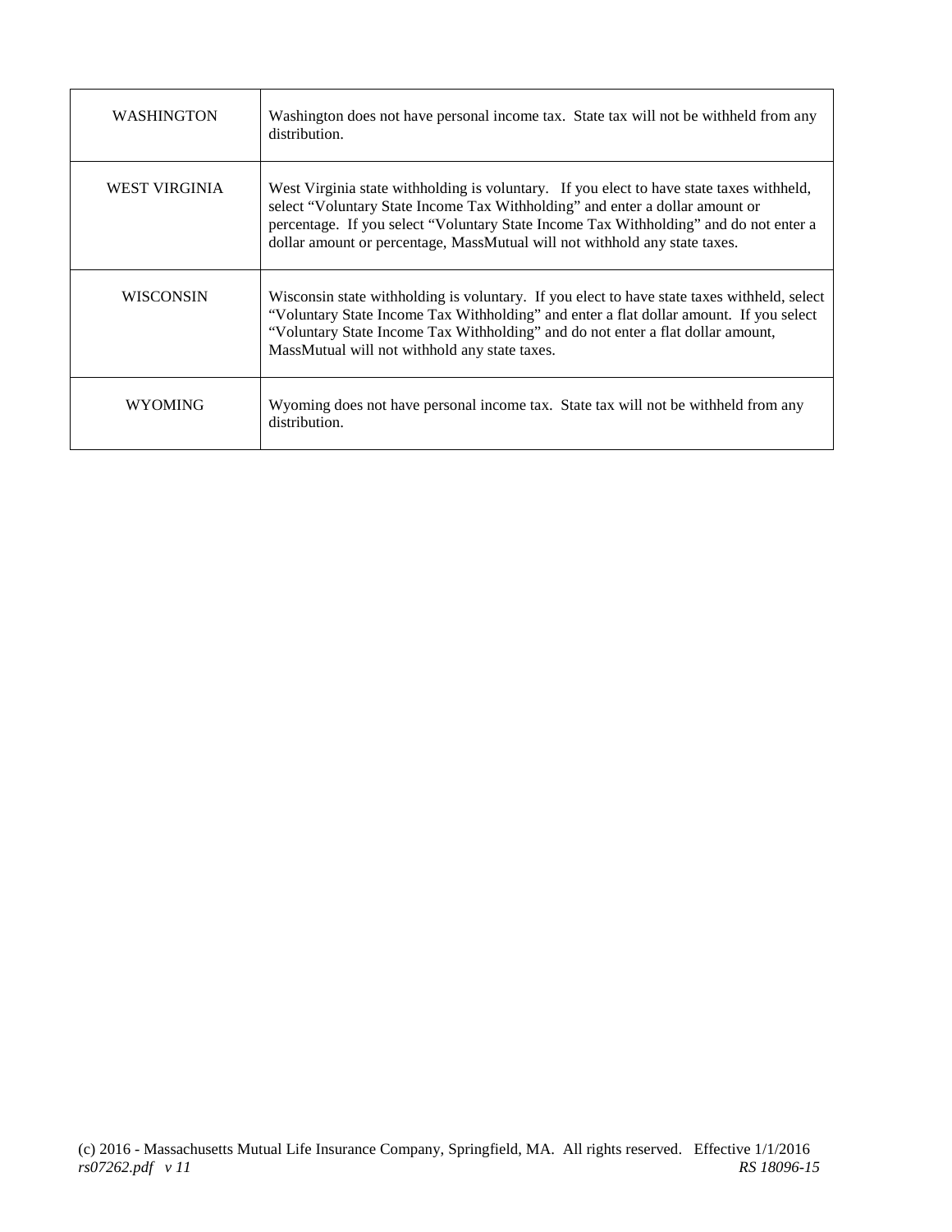| | |
|---|---|
| WASHINGTON | Washington does not have personal income tax. State tax will not be withheld from any distribution. |
| WEST VIRGINIA | West Virginia state withholding is voluntary. If you elect to have state taxes withheld, select "Voluntary State Income Tax Withholding" and enter a dollar amount or percentage. If you select "Voluntary State Income Tax Withholding" and do not enter a dollar amount or percentage, MassMutual will not withhold any state taxes. |
| WISCONSIN | Wisconsin state withholding is voluntary. If you elect to have state taxes withheld, select "Voluntary State Income Tax Withholding" and enter a flat dollar amount. If you select "Voluntary State Income Tax Withholding" and do not enter a flat dollar amount, MassMutual will not withhold any state taxes. |
| WYOMING | Wyoming does not have personal income tax. State tax will not be withheld from any distribution. |

(c) 2016 - Massachusetts Mutual Life Insurance Company, Springfield, MA. All rights reserved. Effective 1/1/2016
*rs07262.pdf v 11* *RS 18096-15*